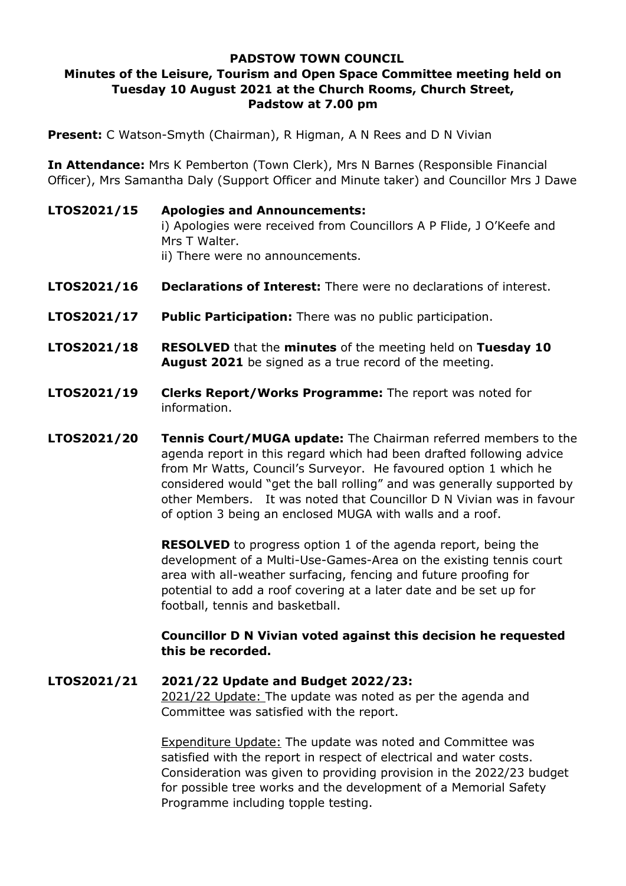**PADSTOW TOWN COUNCIL**

**Minutes of the Leisure, Tourism and Open Space Committee meeting held on Tuesday 10 August 2021 at the Church Rooms, Church Street, Padstow at 7.00 pm**

**Present:** C Watson-Smyth (Chairman), R Higman, A N Rees and D N Vivian

**In Attendance:** Mrs K Pemberton (Town Clerk), Mrs N Barnes (Responsible Financial Officer), Mrs Samantha Daly (Support Officer and Minute taker) and Councillor Mrs J Dawe

**LTOS2021/15** **Apologies and Announcements:**
i) Apologies were received from Councillors A P Flide, J O'Keefe and Mrs T Walter.
ii) There were no announcements.

**LTOS2021/16** **Declarations of Interest:** There were no declarations of interest.

**LTOS2021/17** **Public Participation:** There was no public participation.

**LTOS2021/18** **RESOLVED** that the **minutes** of the meeting held on **Tuesday 10 August 2021** be signed as a true record of the meeting.

**LTOS2021/19** **Clerks Report/Works Programme:** The report was noted for information.

**LTOS2021/20** **Tennis Court/MUGA update:** The Chairman referred members to the agenda report in this regard which had been drafted following advice from Mr Watts, Council's Surveyor. He favoured option 1 which he considered would "get the ball rolling" and was generally supported by other Members. It was noted that Councillor D N Vivian was in favour of option 3 being an enclosed MUGA with walls and a roof.

**RESOLVED** to progress option 1 of the agenda report, being the development of a Multi-Use-Games-Area on the existing tennis court area with all-weather surfacing, fencing and future proofing for potential to add a roof covering at a later date and be set up for football, tennis and basketball.

**Councillor D N Vivian voted against this decision he requested this be recorded.**

**LTOS2021/21** **2021/22 Update and Budget 2022/23:**

2021/22 Update: The update was noted as per the agenda and Committee was satisfied with the report.

Expenditure Update: The update was noted and Committee was satisfied with the report in respect of electrical and water costs. Consideration was given to providing provision in the 2022/23 budget for possible tree works and the development of a Memorial Safety Programme including topple testing.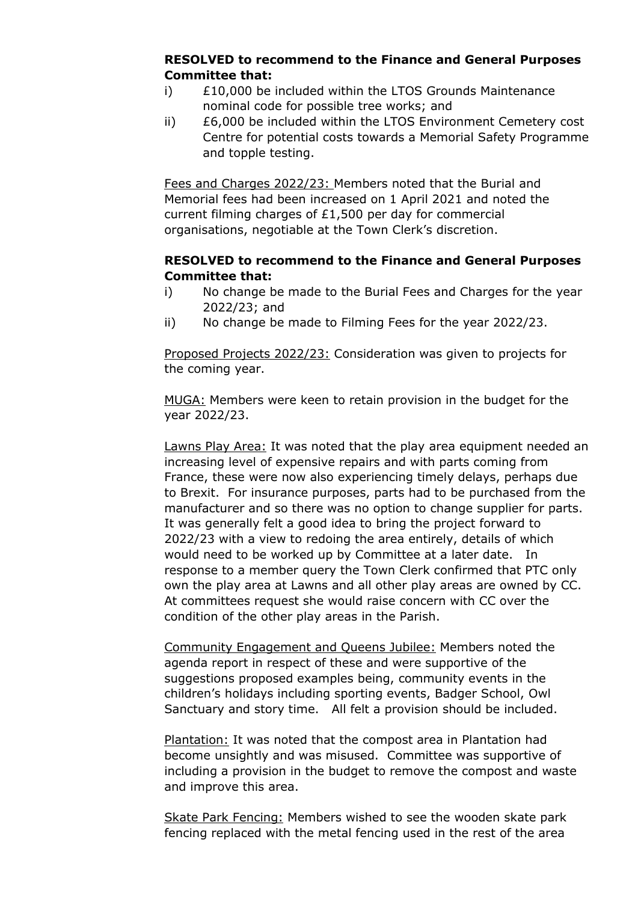**RESOLVED to recommend to the Finance and General Purposes Committee that:**

i) £10,000 be included within the LTOS Grounds Maintenance nominal code for possible tree works; and

ii) £6,000 be included within the LTOS Environment Cemetery cost Centre for potential costs towards a Memorial Safety Programme and topple testing.

Fees and Charges 2022/23: Members noted that the Burial and Memorial fees had been increased on 1 April 2021 and noted the current filming charges of £1,500 per day for commercial organisations, negotiable at the Town Clerk's discretion.

**RESOLVED to recommend to the Finance and General Purposes Committee that:**

i) No change be made to the Burial Fees and Charges for the year 2022/23; and

ii) No change be made to Filming Fees for the year 2022/23.

Proposed Projects 2022/23: Consideration was given to projects for the coming year.

MUGA: Members were keen to retain provision in the budget for the year 2022/23.

Lawns Play Area: It was noted that the play area equipment needed an increasing level of expensive repairs and with parts coming from France, these were now also experiencing timely delays, perhaps due to Brexit. For insurance purposes, parts had to be purchased from the manufacturer and so there was no option to change supplier for parts. It was generally felt a good idea to bring the project forward to 2022/23 with a view to redoing the area entirely, details of which would need to be worked up by Committee at a later date. In response to a member query the Town Clerk confirmed that PTC only own the play area at Lawns and all other play areas are owned by CC. At committees request she would raise concern with CC over the condition of the other play areas in the Parish.

Community Engagement and Queens Jubilee: Members noted the agenda report in respect of these and were supportive of the suggestions proposed examples being, community events in the children's holidays including sporting events, Badger School, Owl Sanctuary and story time. All felt a provision should be included.

Plantation: It was noted that the compost area in Plantation had become unsightly and was misused. Committee was supportive of including a provision in the budget to remove the compost and waste and improve this area.

Skate Park Fencing: Members wished to see the wooden skate park fencing replaced with the metal fencing used in the rest of the area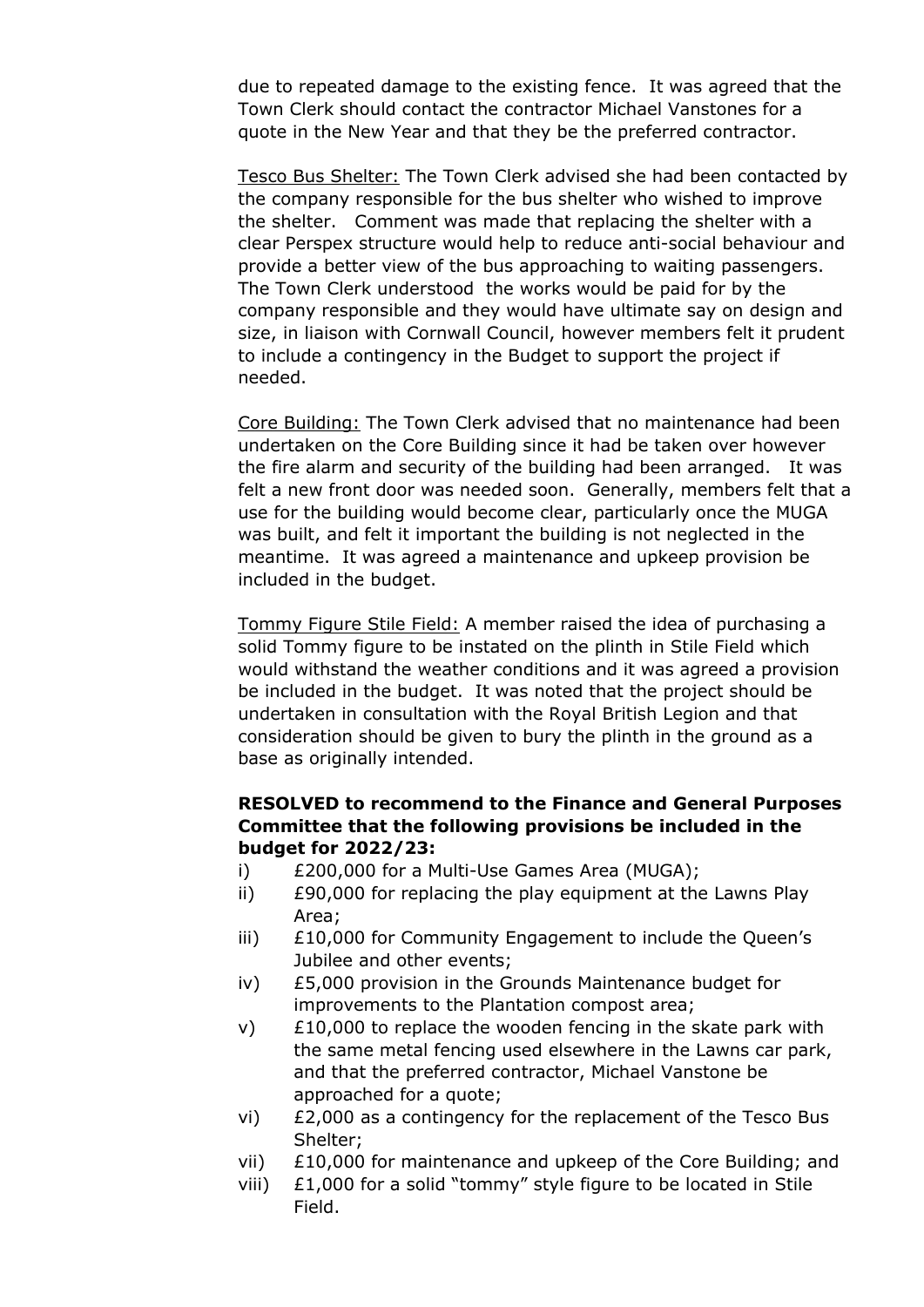due to repeated damage to the existing fence. It was agreed that the Town Clerk should contact the contractor Michael Vanstones for a quote in the New Year and that they be the preferred contractor.

Tesco Bus Shelter: The Town Clerk advised she had been contacted by the company responsible for the bus shelter who wished to improve the shelter. Comment was made that replacing the shelter with a clear Perspex structure would help to reduce anti-social behaviour and provide a better view of the bus approaching to waiting passengers. The Town Clerk understood the works would be paid for by the company responsible and they would have ultimate say on design and size, in liaison with Cornwall Council, however members felt it prudent to include a contingency in the Budget to support the project if needed.

Core Building: The Town Clerk advised that no maintenance had been undertaken on the Core Building since it had be taken over however the fire alarm and security of the building had been arranged. It was felt a new front door was needed soon. Generally, members felt that a use for the building would become clear, particularly once the MUGA was built, and felt it important the building is not neglected in the meantime. It was agreed a maintenance and upkeep provision be included in the budget.

Tommy Figure Stile Field: A member raised the idea of purchasing a solid Tommy figure to be instated on the plinth in Stile Field which would withstand the weather conditions and it was agreed a provision be included in the budget. It was noted that the project should be undertaken in consultation with the Royal British Legion and that consideration should be given to bury the plinth in the ground as a base as originally intended.

**RESOLVED to recommend to the Finance and General Purposes Committee that the following provisions be included in the budget for 2022/23:**

i) £200,000 for a Multi-Use Games Area (MUGA);
ii) £90,000 for replacing the play equipment at the Lawns Play Area;
iii) £10,000 for Community Engagement to include the Queen's Jubilee and other events;
iv) £5,000 provision in the Grounds Maintenance budget for improvements to the Plantation compost area;
v) £10,000 to replace the wooden fencing in the skate park with the same metal fencing used elsewhere in the Lawns car park, and that the preferred contractor, Michael Vanstone be approached for a quote;
vi) £2,000 as a contingency for the replacement of the Tesco Bus Shelter;
vii) £10,000 for maintenance and upkeep of the Core Building; and
viii) £1,000 for a solid "tommy" style figure to be located in Stile Field.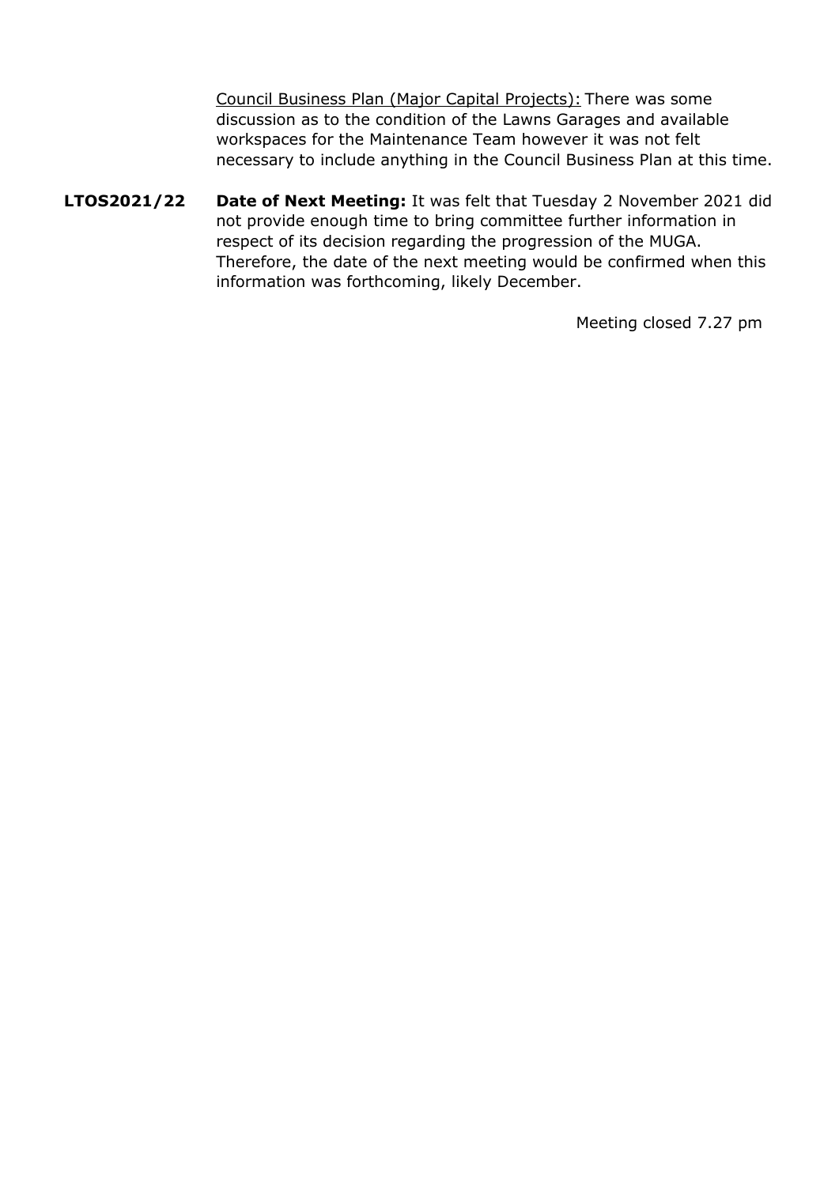Council Business Plan (Major Capital Projects): There was some discussion as to the condition of the Lawns Garages and available workspaces for the Maintenance Team however it was not felt necessary to include anything in the Council Business Plan at this time.

**LTOS2021/22** **Date of Next Meeting:** It was felt that Tuesday 2 November 2021 did not provide enough time to bring committee further information in respect of its decision regarding the progression of the MUGA. Therefore, the date of the next meeting would be confirmed when this information was forthcoming, likely December.

Meeting closed 7.27 pm